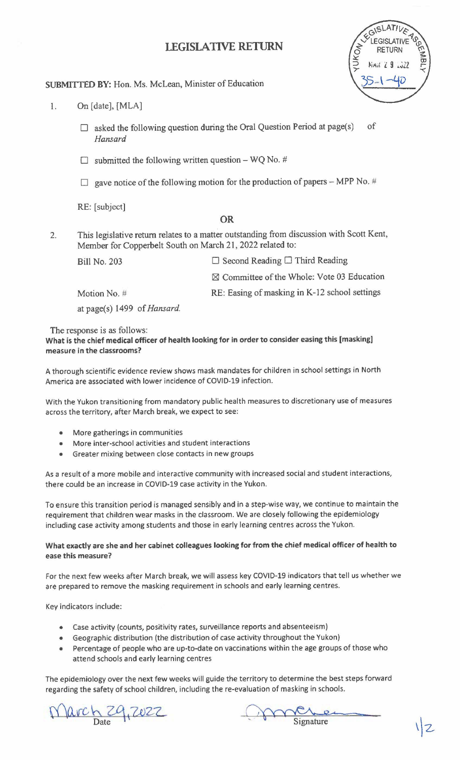# LEGISLATIVE RETURN

YUKON LEGISLATIVE ASSEMBLY
LEGISLATIVE RETURN
MAR 29 2022
35-1-40

**SUBMITTED BY:** Hon. Ms. McLean, Minister of Education

1. On [date], [MLA]

   ☐ asked the following question during the Oral Question Period at page(s) of *Hansard*

   ☐ submitted the following written question – WQ No. #

   ☐ gave notice of the following motion for the production of papers – MPP No. #

   RE: [subject]

**OR**

2. This legislative return relates to a matter outstanding from discussion with Scott Kent, Member for Copperbelt South on March 21, 2022 related to:

   Bill No. 203 ☐ Second Reading ☐ Third Reading

   ☒ Committee of the Whole: Vote 03 Education

   Motion No. # RE: Easing of masking in K-12 school settings

   at page(s) 1499 of *Hansard*.

The response is as follows:

**What is the chief medical officer of health looking for in order to consider easing this [masking] measure in the classrooms?**

A thorough scientific evidence review shows mask mandates for children in school settings in North America are associated with lower incidence of COVID-19 infection.

With the Yukon transitioning from mandatory public health measures to discretionary use of measures across the territory, after March break, we expect to see:

- More gatherings in communities
- More inter-school activities and student interactions
- Greater mixing between close contacts in new groups

As a result of a more mobile and interactive community with increased social and student interactions, there could be an increase in COVID-19 case activity in the Yukon.

To ensure this transition period is managed sensibly and in a step-wise way, we continue to maintain the requirement that children wear masks in the classroom. We are closely following the epidemiology including case activity among students and those in early learning centres across the Yukon.

**What exactly are she and her cabinet colleagues looking for from the chief medical officer of health to ease this measure?**

For the next few weeks after March break, we will assess key COVID-19 indicators that tell us whether we are prepared to remove the masking requirement in schools and early learning centres.

Key indicators include:

- Case activity (counts, positivity rates, surveillance reports and absenteeism)
- Geographic distribution (the distribution of case activity throughout the Yukon)
- Percentage of people who are up-to-date on vaccinations within the age groups of those who attend schools and early learning centres

The epidemiology over the next few weeks will guide the territory to determine the best steps forward regarding the safety of school children, including the re-evaluation of masking in schools.

March 29, 2022
Date

Signature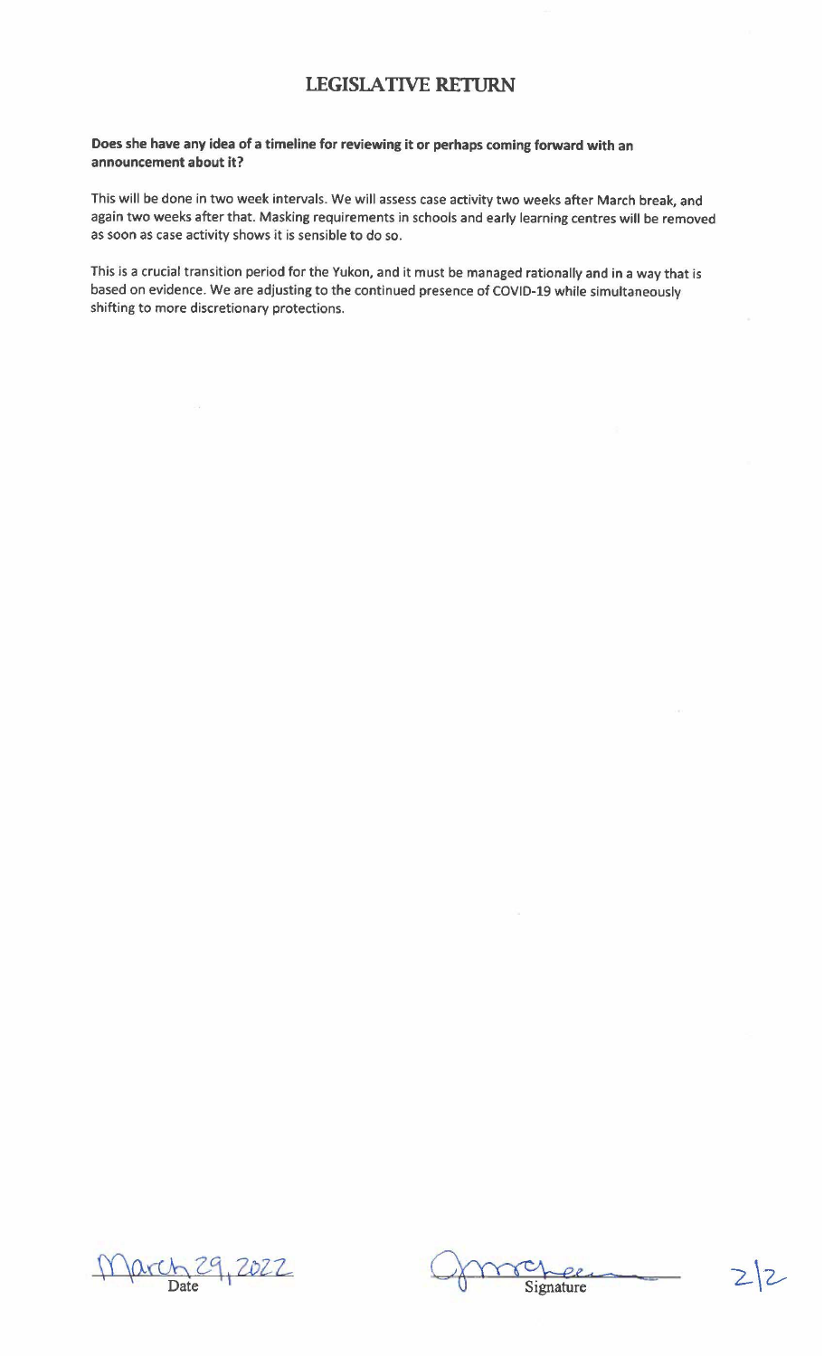# LEGISLATIVE RETURN

**Does she have any idea of a timeline for reviewing it or perhaps coming forward with an announcement about it?**

This will be done in two week intervals. We will assess case activity two weeks after March break, and again two weeks after that. Masking requirements in schools and early learning centres will be removed as soon as case activity shows it is sensible to do so.

This is a crucial transition period for the Yukon, and it must be managed rationally and in a way that is based on evidence. We are adjusting to the continued presence of COVID-19 while simultaneously shifting to more discretionary protections.

March 29, 2022
Date

Signature